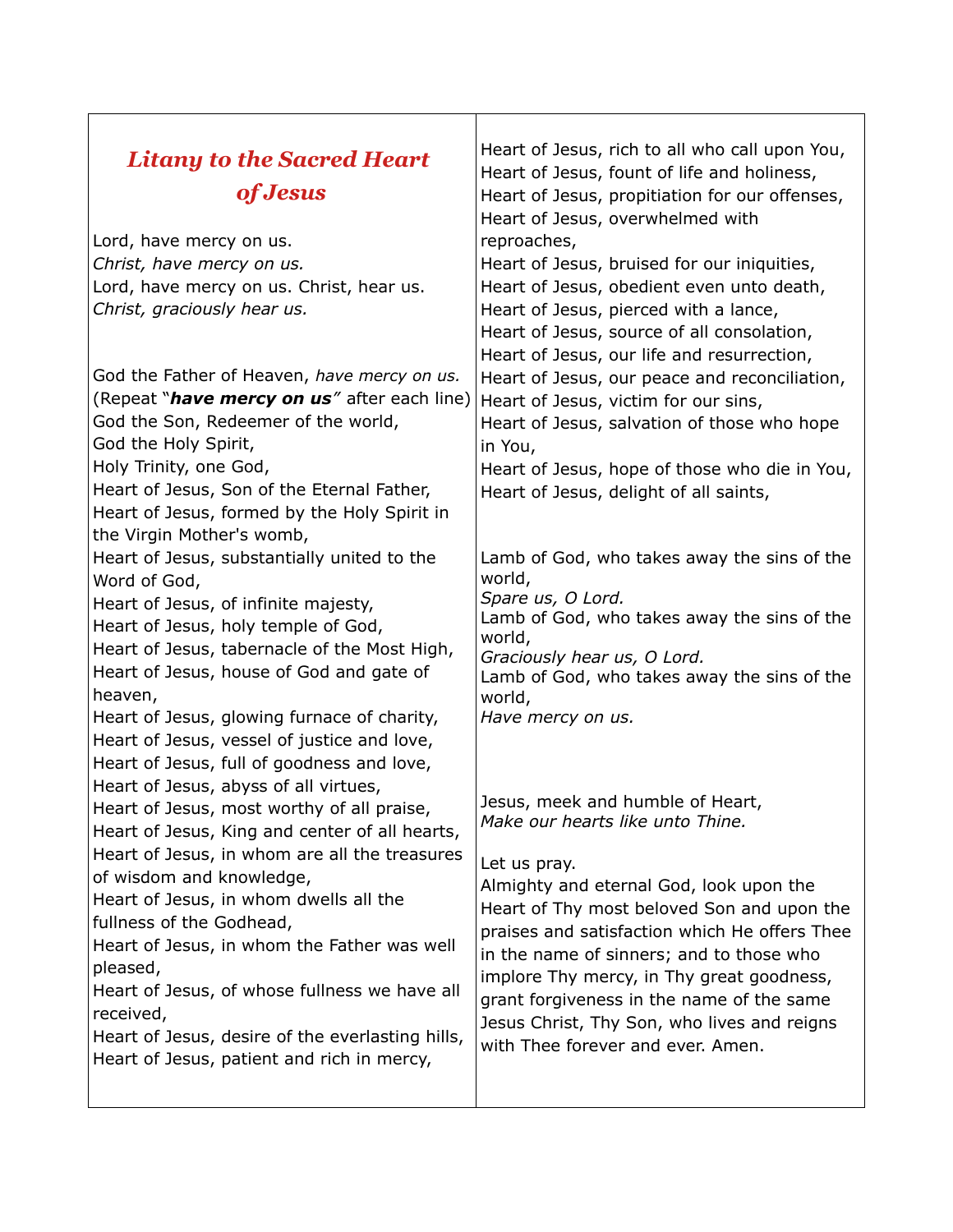# *Litany to the Sacred Heart of Jesus*

Lord, have mercy on us.
*Christ, have mercy on us.*
Lord, have mercy on us. Christ, hear us.
*Christ, graciously hear us.*

God the Father of Heaven, *have mercy on us.*
(Repeat "***have mercy on us***" after each line)
God the Son, Redeemer of the world,
God the Holy Spirit,
Holy Trinity, one God,
Heart of Jesus, Son of the Eternal Father,
Heart of Jesus, formed by the Holy Spirit in the Virgin Mother's womb,
Heart of Jesus, substantially united to the Word of God,
Heart of Jesus, of infinite majesty,
Heart of Jesus, holy temple of God,
Heart of Jesus, tabernacle of the Most High,
Heart of Jesus, house of God and gate of heaven,
Heart of Jesus, glowing furnace of charity,
Heart of Jesus, vessel of justice and love,
Heart of Jesus, full of goodness and love,
Heart of Jesus, abyss of all virtues,
Heart of Jesus, most worthy of all praise,
Heart of Jesus, King and center of all hearts,
Heart of Jesus, in whom are all the treasures of wisdom and knowledge,
Heart of Jesus, in whom dwells all the fullness of the Godhead,
Heart of Jesus, in whom the Father was well pleased,
Heart of Jesus, of whose fullness we have all received,
Heart of Jesus, desire of the everlasting hills,
Heart of Jesus, patient and rich in mercy,
Heart of Jesus, rich to all who call upon You,
Heart of Jesus, fount of life and holiness,
Heart of Jesus, propitiation for our offenses,
Heart of Jesus, overwhelmed with reproaches,
Heart of Jesus, bruised for our iniquities,
Heart of Jesus, obedient even unto death,
Heart of Jesus, pierced with a lance,
Heart of Jesus, source of all consolation,
Heart of Jesus, our life and resurrection,
Heart of Jesus, our peace and reconciliation,
Heart of Jesus, victim for our sins,
Heart of Jesus, salvation of those who hope in You,
Heart of Jesus, hope of those who die in You,
Heart of Jesus, delight of all saints,

Lamb of God, who takes away the sins of the world,
*Spare us, O Lord.*
Lamb of God, who takes away the sins of the world,
*Graciously hear us, O Lord.*
Lamb of God, who takes away the sins of the world,
*Have mercy on us.*

Jesus, meek and humble of Heart,
*Make our hearts like unto Thine.*

Let us pray.
Almighty and eternal God, look upon the Heart of Thy most beloved Son and upon the praises and satisfaction which He offers Thee in the name of sinners; and to those who implore Thy mercy, in Thy great goodness, grant forgiveness in the name of the same Jesus Christ, Thy Son, who lives and reigns with Thee forever and ever. Amen.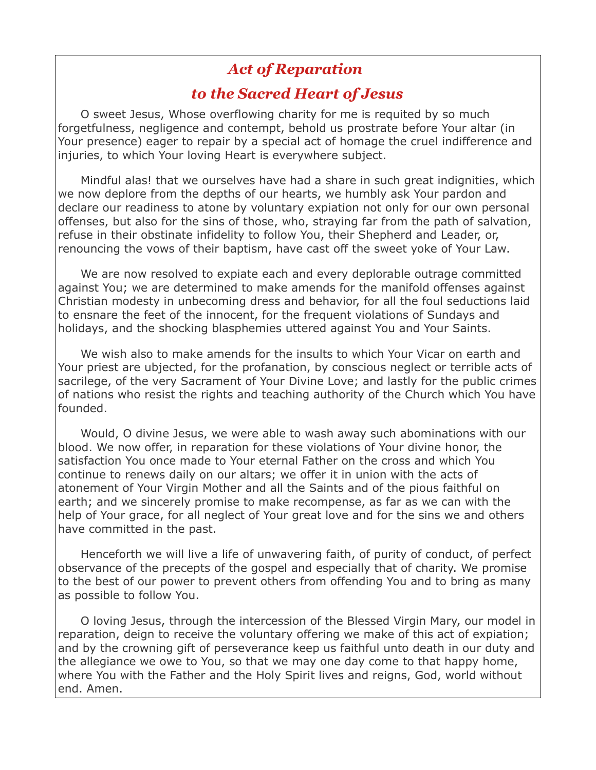# *Act of Reparation to the Sacred Heart of Jesus*

O sweet Jesus, Whose overflowing charity for me is requited by so much forgetfulness, negligence and contempt, behold us prostrate before Your altar (in Your presence) eager to repair by a special act of homage the cruel indifference and injuries, to which Your loving Heart is everywhere subject.

Mindful alas! that we ourselves have had a share in such great indignities, which we now deplore from the depths of our hearts, we humbly ask Your pardon and declare our readiness to atone by voluntary expiation not only for our own personal offenses, but also for the sins of those, who, straying far from the path of salvation, refuse in their obstinate infidelity to follow You, their Shepherd and Leader, or, renouncing the vows of their baptism, have cast off the sweet yoke of Your Law.

We are now resolved to expiate each and every deplorable outrage committed against You; we are determined to make amends for the manifold offenses against Christian modesty in unbecoming dress and behavior, for all the foul seductions laid to ensnare the feet of the innocent, for the frequent violations of Sundays and holidays, and the shocking blasphemies uttered against You and Your Saints.

We wish also to make amends for the insults to which Your Vicar on earth and Your priest are ubjected, for the profanation, by conscious neglect or terrible acts of sacrilege, of the very Sacrament of Your Divine Love; and lastly for the public crimes of nations who resist the rights and teaching authority of the Church which You have founded.

Would, O divine Jesus, we were able to wash away such abominations with our blood. We now offer, in reparation for these violations of Your divine honor, the satisfaction You once made to Your eternal Father on the cross and which You continue to renews daily on our altars; we offer it in union with the acts of atonement of Your Virgin Mother and all the Saints and of the pious faithful on earth; and we sincerely promise to make recompense, as far as we can with the help of Your grace, for all neglect of Your great love and for the sins we and others have committed in the past.

Henceforth we will live a life of unwavering faith, of purity of conduct, of perfect observance of the precepts of the gospel and especially that of charity. We promise to the best of our power to prevent others from offending You and to bring as many as possible to follow You.

O loving Jesus, through the intercession of the Blessed Virgin Mary, our model in reparation, deign to receive the voluntary offering we make of this act of expiation; and by the crowning gift of perseverance keep us faithful unto death in our duty and the allegiance we owe to You, so that we may one day come to that happy home, where You with the Father and the Holy Spirit lives and reigns, God, world without end. Amen.